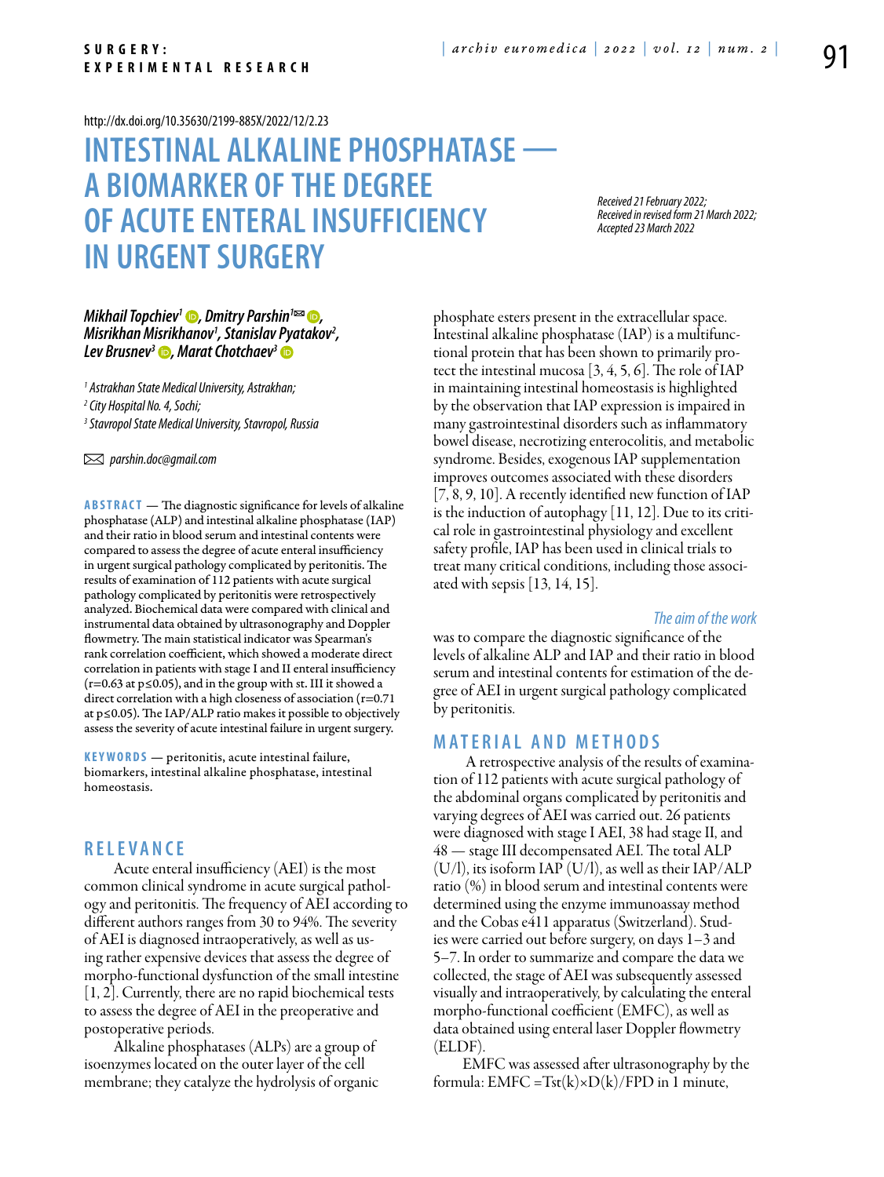http://dx.doi.org/10.35630/2199-885X/2022/12/2.23

# INTESTINAL ALKALINE PHOSPHATASE — A BIOMARKER OF THE DEGREE OF ACUTE ENTERAL INSUFFICIENCY IN URGENT SURGERY

*Received 21 February 2022; Received in revised form 21 March 2022; Accepted 23 March 2022*

***Mikhail Topchiev[1], Dmitry Parshin[1], Misrikhan Misrikhanov[1], Stanislav Pyatakov[2], Lev Brusnev[3], Marat Chotchaev[3]***

*[1] Astrakhan State Medical University, Astrakhan;*
*[2] City Hospital No. 4, Sochi;*
*[3] Stavropol State Medical University, Stavropol, Russia*

*parshin.doc@gmail.com*

**ABSTRACT** — The diagnostic significance for levels of alkaline phosphatase (ALP) and intestinal alkaline phosphatase (IAP) and their ratio in blood serum and intestinal contents were compared to assess the degree of acute enteral insufficiency in urgent surgical pathology complicated by peritonitis. The results of examination of 112 patients with acute surgical pathology complicated by peritonitis were retrospectively analyzed. Biochemical data were compared with clinical and instrumental data obtained by ultrasonography and Doppler flowmetry. The main statistical indicator was Spearman's rank correlation coefficient, which showed a moderate direct correlation in patients with stage I and II enteral insufficiency ($r=0.63$ at $p \leq 0.05$), and in the group with st. III it showed a direct correlation with a high closeness of association ($r=0.71$ at $p \leq 0.05$). The IAP/ALP ratio makes it possible to objectively assess the severity of acute intestinal failure in urgent surgery.

**KEYWORDS** — peritonitis, acute intestinal failure, biomarkers, intestinal alkaline phosphatase, intestinal homeostasis.

## RELEVANCE

Acute enteral insufficiency (AEI) is the most common clinical syndrome in acute surgical pathology and peritonitis. The frequency of AEI according to different authors ranges from 30 to 94%. The severity of AEI is diagnosed intraoperatively, as well as using rather expensive devices that assess the degree of morpho-functional dysfunction of the small intestine [1, 2]. Currently, there are no rapid biochemical tests to assess the degree of AEI in the preoperative and postoperative periods.

Alkaline phosphatases (ALPs) are a group of isoenzymes located on the outer layer of the cell membrane; they catalyze the hydrolysis of organic phosphate esters present in the extracellular space. Intestinal alkaline phosphatase (IAP) is a multifunctional protein that has been shown to primarily protect the intestinal mucosa [3, 4, 5, 6]. The role of IAP in maintaining intestinal homeostasis is highlighted by the observation that IAP expression is impaired in many gastrointestinal disorders such as inflammatory bowel disease, necrotizing enterocolitis, and metabolic syndrome. Besides, exogenous IAP supplementation improves outcomes associated with these disorders [7, 8, 9, 10]. A recently identified new function of IAP is the induction of autophagy [11, 12]. Due to its critical role in gastrointestinal physiology and excellent safety profile, IAP has been used in clinical trials to treat many critical conditions, including those associated with sepsis [13, 14, 15].

*The aim of the work* was to compare the diagnostic significance of the levels of alkaline ALP and IAP and their ratio in blood serum and intestinal contents for estimation of the degree of AEI in urgent surgical pathology complicated by peritonitis.

## MATERIAL AND METHODS

A retrospective analysis of the results of examination of 112 patients with acute surgical pathology of the abdominal organs complicated by peritonitis and varying degrees of AEI was carried out. 26 patients were diagnosed with stage I AEI, 38 had stage II, and 48 — stage III decompensated AEI. The total ALP (U/l), its isoform IAP (U/l), as well as their IAP/ALP ratio (%) in blood serum and intestinal contents were determined using the enzyme immunoassay method and the Cobas e411 apparatus (Switzerland). Studies were carried out before surgery, on days 1–3 and 5–7. In order to summarize and compare the data we collected, the stage of AEI was subsequently assessed visually and intraoperatively, by calculating the enteral morpho-functional coefficient (EMFC), as well as data obtained using enteral laser Doppler flowmetry (ELDF).

EMFC was assessed after ultrasonography by the formula: $EMFC = Tst(k) \times D(k)/FPD$ in 1 minute,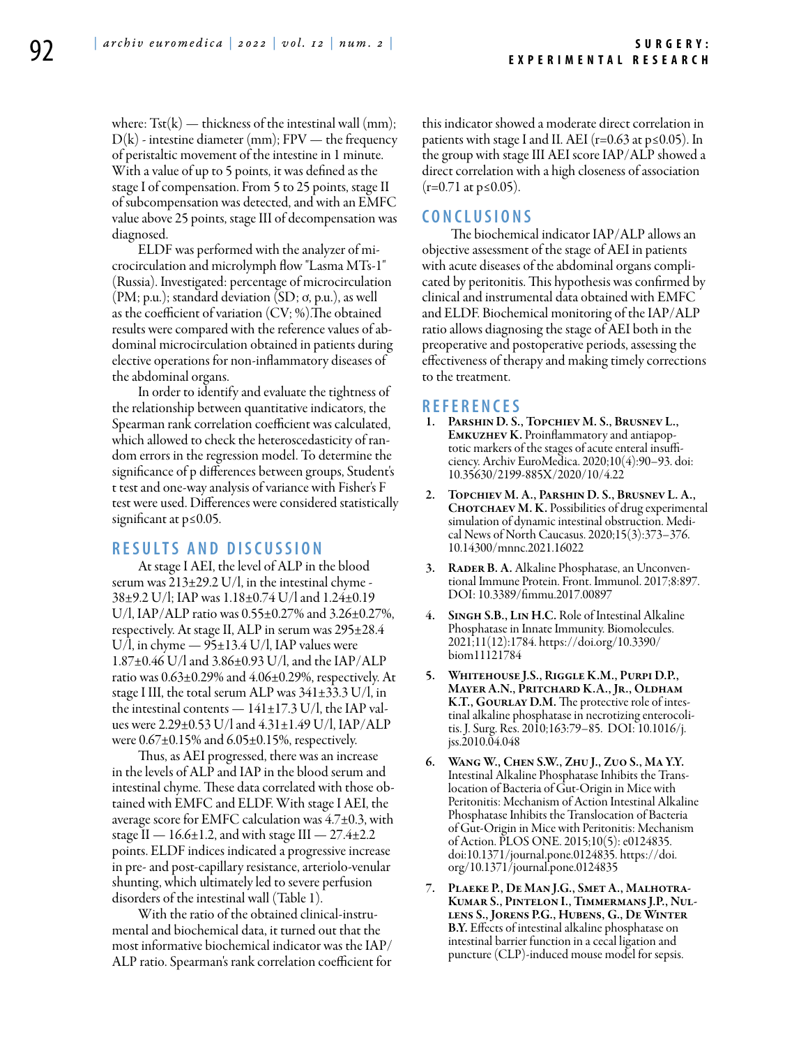where: Tst(k) — thickness of the intestinal wall (mm); D(k) - intestine diameter (mm); FPV — the frequency of peristaltic movement of the intestine in 1 minute. With a value of up to 5 points, it was defined as the stage I of compensation. From 5 to 25 points, stage II of subcompensation was detected, and with an EMFC value above 25 points, stage III of decompensation was diagnosed.

ELDF was performed with the analyzer of microcirculation and microlymph flow "Lasma MTs-1" (Russia). Investigated: percentage of microcirculation (PM; p.u.); standard deviation (SD; σ, p.u.), as well as the coefficient of variation (CV; %).The obtained results were compared with the reference values of abdominal microcirculation obtained in patients during elective operations for non-inflammatory diseases of the abdominal organs.

In order to identify and evaluate the tightness of the relationship between quantitative indicators, the Spearman rank correlation coefficient was calculated, which allowed to check the heteroscedasticity of random errors in the regression model. To determine the significance of p differences between groups, Student's t test and one-way analysis of variance with Fisher's F test were used. Differences were considered statistically significant at $p \leq 0.05$.

## RESULTS AND DISCUSSION

At stage I AEI, the level of ALP in the blood serum was 213±29.2 U/l, in the intestinal chyme - 38±9.2 U/l; IAP was 1.18±0.74 U/l and 1.24±0.19 U/l, IAP/ALP ratio was 0.55±0.27% and 3.26±0.27%, respectively. At stage II, ALP in serum was 295±28.4 U/l, in chyme — 95±13.4 U/l, IAP values were 1.87±0.46 U/l and 3.86±0.93 U/l, and the IAP/ALP ratio was 0.63±0.29% and 4.06±0.29%, respectively. At stage I III, the total serum ALP was 341±33.3 U/l, in the intestinal contents — 141±17.3 U/l, the IAP values were 2.29±0.53 U/l and 4.31±1.49 U/l, IAP/ALP were 0.67±0.15% and 6.05±0.15%, respectively.

Thus, as AEI progressed, there was an increase in the levels of ALP and IAP in the blood serum and intestinal chyme. These data correlated with those obtained with EMFC and ELDF. With stage I AEI, the average score for EMFC calculation was 4.7±0.3, with stage II — 16.6±1.2, and with stage III — 27.4±2.2 points. ELDF indices indicated a progressive increase in pre- and post-capillary resistance, arteriolo-venular shunting, which ultimately led to severe perfusion disorders of the intestinal wall (Table 1).

With the ratio of the obtained clinical-instrumental and biochemical data, it turned out that the most informative biochemical indicator was the IAP/ALP ratio. Spearman's rank correlation coefficient for this indicator showed a moderate direct correlation in patients with stage I and II. AEI ($r=0.63$ at $p \leq 0.05$). In the group with stage III AEI score IAP/ALP showed a direct correlation with a high closeness of association ($r=0.71$ at $p \leq 0.05$).

## CONCLUSIONS

The biochemical indicator IAP/ALP allows an objective assessment of the stage of AEI in patients with acute diseases of the abdominal organs complicated by peritonitis. This hypothesis was confirmed by clinical and instrumental data obtained with EMFC and ELDF. Biochemical monitoring of the IAP/ALP ratio allows diagnosing the stage of AEI both in the preoperative and postoperative periods, assessing the effectiveness of therapy and making timely corrections to the treatment.

## REFERENCES

1. **Parshin D. S., Topchiev M. S., Brusnev L., Emkuzhev K.** Proinflammatory and antiapoptotic markers of the stages of acute enteral insufficiency. Archiv EuroMedica. 2020;10(4):90–93. doi: 10.35630/2199-885X/2020/10/4.22
2. **Topchiev M. A., Parshin D. S., Brusnev L. A., Chotchaev M. K.** Possibilities of drug experimental simulation of dynamic intestinal obstruction. Medical News of North Caucasus. 2020;15(3):373–376. 10.14300/mnnc.2021.16022
3. **Rader B. A.** Alkaline Phosphatase, an Unconventional Immune Protein. Front. Immunol. 2017;8:897. DOI: 10.3389/fimmu.2017.00897
4. **Singh S.B., Lin H.C.** Role of Intestinal Alkaline Phosphatase in Innate Immunity. Biomolecules. 2021;11(12):1784. https://doi.org/10.3390/biom11121784
5. **Whitehouse J.S., Riggle K.M., Purpi D.P., Mayer A.N., Pritchard K.A., Jr., Oldham K.T., Gourlay D.M.** The protective role of intestinal alkaline phosphatase in necrotizing enterocolitis. J. Surg. Res. 2010;163:79–85. DOI: 10.1016/j.jss.2010.04.048
6. **Wang W., Chen S.W., Zhu J., Zuo S., Ma Y.Y.** Intestinal Alkaline Phosphatase Inhibits the Translocation of Bacteria of Gut-Origin in Mice with Peritonitis: Mechanism of Action Intestinal Alkaline Phosphatase Inhibits the Translocation of Bacteria of Gut-Origin in Mice with Peritonitis: Mechanism of Action. PLOS ONE. 2015;10(5): e0124835. doi:10.1371/journal.pone.0124835. https://doi.org/10.1371/journal.pone.0124835
7. **Plaeke P., De Man J.G., Smet A., Malhotra-Kumar S., Pintelon I., Timmermans J.P., Nullens S., Jorens P.G., Hubens, G., De Winter B.Y.** Effects of intestinal alkaline phosphatase on intestinal barrier function in a cecal ligation and puncture (CLP)-induced mouse model for sepsis.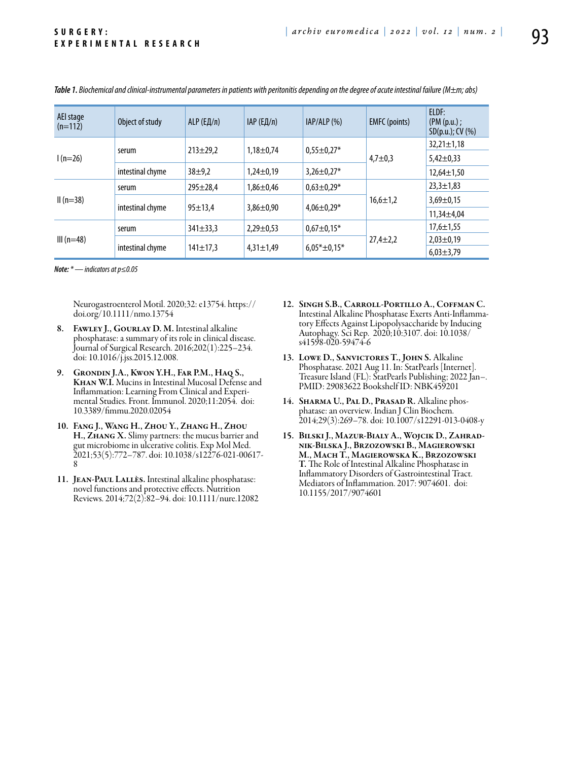*Table 1. Biochemical and clinical-instrumental parameters in patients with peritonitis depending on the degree of acute intestinal failure (M±m; abs)*

| AEI stage (n=112) | Object of study | ALP (ЕД/л) | IAP (ЕД/л) | IAP/ALP (%) | EMFC (points) | ELDF: (PM (p.u.) ; SD(p.u.); CV (%) |
|---|---|---|---|---|---|---|
| I (n=26) | serum | 213±29,2 | 1,18±0,74 | 0,55±0,27* | 4,7±0,3 | 32,21±1,18 |
| | | | | | | 5,42±0,33 |
| | intestinal chyme | 38±9,2 | 1,24±0,19 | 3,26±0,27* | | 12,64±1,50 |
| II (n=38) | serum | 295±28,4 | 1,86±0,46 | 0,63±0,29* | 16,6±1,2 | 23,3±1,83 |
| | intestinal chyme | 95±13,4 | 3,86±0,90 | 4,06±0,29* | | 3,69±0,15 |
| | | | | | | 11,34±4,04 |
| III (n=48) | serum | 341±33,3 | 2,29±0,53 | 0,67±0,15* | 27,4±2,2 | 17,6±1,55 |
| | intestinal chyme | 141±17,3 | 4,31±1,49 | 6,05*±0,15* | | 2,03±0,19 |
| | | | | | | 6,03±3,79 |

***Note:** * — indicators at p≤0.05*

Neurogastroenterol Motil. 2020;32: e13754. https://doi.org/10.1111/nmo.13754

8. **Fawley J., Gourlay D. M.** Intestinal alkaline phosphatase: a summary of its role in clinical disease. Journal of Surgical Research. 2016;202(1):225–234. doi: 10.1016/j.jss.2015.12.008.
9. **Grondin J.A., Kwon Y.H., Far P.M., Haq S., Khan W.I.** Mucins in Intestinal Mucosal Defense and Inflammation: Learning From Clinical and Experimental Studies. Front. Immunol. 2020;11:2054. doi: 10.3389/fimmu.2020.02054
10. **Fang J., Wang H., Zhou Y., Zhang H., Zhou H., Zhang X.** Slimy partners: the mucus barrier and gut microbiome in ulcerative colitis. Exp Mol Med. 2021;53(5):772–787. doi: 10.1038/s12276-021-00617-8
11. **Jean-Paul Lallès.** Intestinal alkaline phosphatase: novel functions and protective effects. Nutrition Reviews. 2014;72(2):82–94. doi: 10.1111/nure.12082
12. **Singh S.B., Carroll-Portillo A., Coffman C.** Intestinal Alkaline Phosphatase Exerts Anti-Inflammatory Effects Against Lipopolysaccharide by Inducing Autophagy. Sci Rep. 2020;10:3107. doi: 10.1038/s41598-020-59474-6
13. **Lowe D., Sanvictores T., John S.** Alkaline Phosphatase. 2021 Aug 11. In: StatPearls [Internet]. Treasure Island (FL): StatPearls Publishing; 2022 Jan–. PMID: 29083622 Bookshelf ID: NBK459201
14. **Sharma U., Pal D., Prasad R.** Alkaline phosphatase: an overview. Indian J Clin Biochem. 2014;29(3):269–78. doi: 10.1007/s12291-013-0408-y
15. **Bilski J., Mazur-Bialy A., Wojcik D., Zahradnik-Bilska J., Brzozowski B., Magierowski M., Mach T., Magierowska K., Brzozowski T.** The Role of Intestinal Alkaline Phosphatase in Inflammatory Disorders of Gastrointestinal Tract. Mediators of Inflammation. 2017: 9074601. doi: 10.1155/2017/9074601